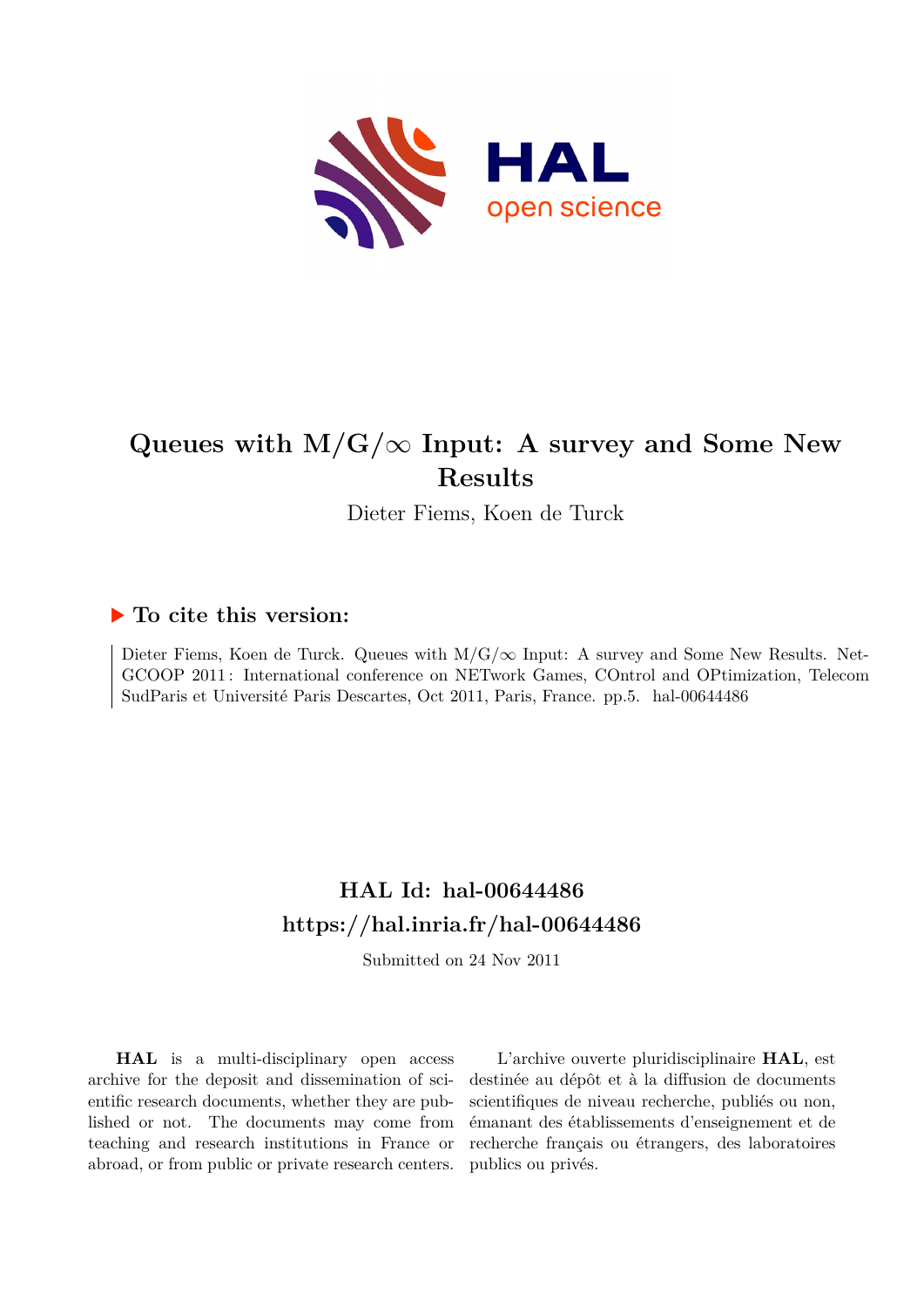# Queues with M/G/$\infty$ Input: A survey and Some New Results

Dieter Fiems, Koen de Turck

## ▶ To cite this version:

Dieter Fiems, Koen de Turck. Queues with M/G/$\infty$ Input: A survey and Some New Results. Net-GCOOP 2011 : International conference on NETwork Games, COntrol and OPtimization, Telecom SudParis et Université Paris Descartes, Oct 2011, Paris, France. pp.5. hal-00644486

## HAL Id: hal-00644486

## https://hal.inria.fr/hal-00644486

Submitted on 24 Nov 2011

**HAL** is a multi-disciplinary open access archive for the deposit and dissemination of scientific research documents, whether they are published or not. The documents may come from teaching and research institutions in France or abroad, or from public or private research centers.

L'archive ouverte pluridisciplinaire **HAL**, est destinée au dépôt et à la diffusion de documents scientifiques de niveau recherche, publiés ou non, émanant des établissements d'enseignement et de recherche français ou étrangers, des laboratoires publics ou privés.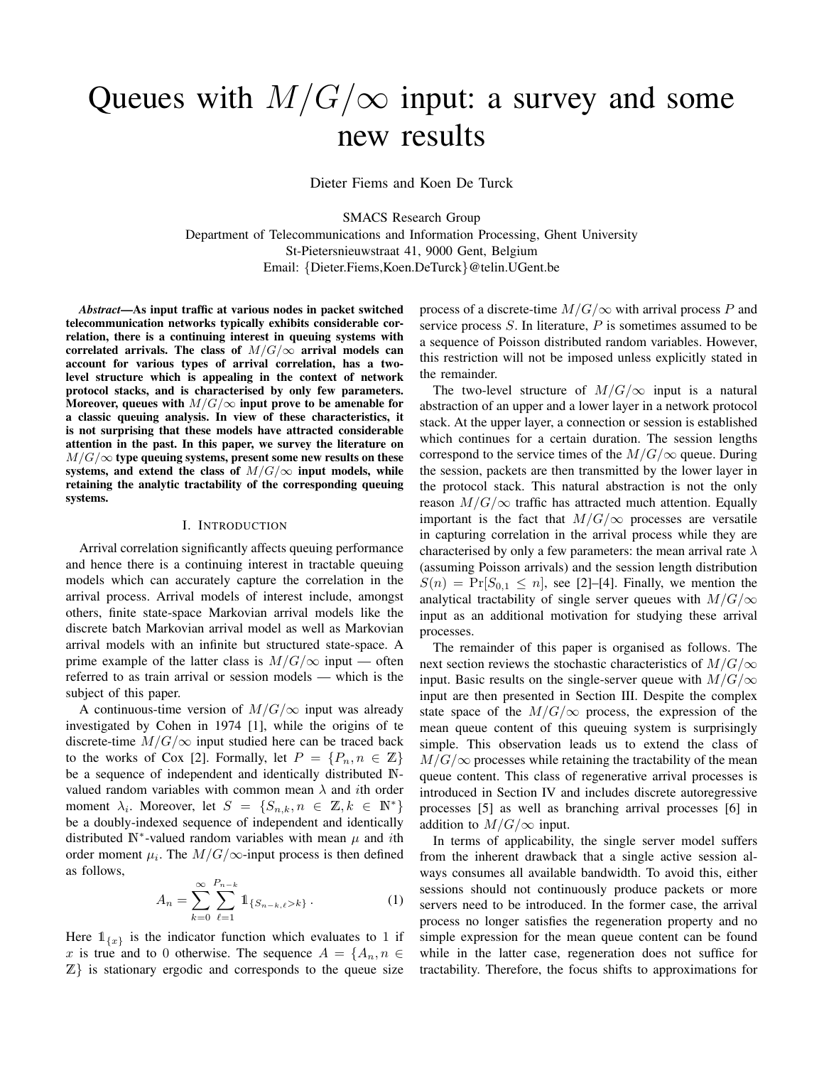# Queues with $M/G/\infty$ input: a survey and some new results

Dieter Fiems and Koen De Turck

SMACS Research Group
Department of Telecommunications and Information Processing, Ghent University
St-Pietersnieuwstraat 41, 9000 Gent, Belgium
Email: {Dieter.Fiems,Koen.DeTurck}@telin.UGent.be

***Abstract*—As input traffic at various nodes in packet switched telecommunication networks typically exhibits considerable correlation, there is a continuing interest in queuing systems with correlated arrivals. The class of $M/G/\infty$ arrival models can account for various types of arrival correlation, has a two-level structure which is appealing in the context of network protocol stacks, and is characterised by only few parameters. Moreover, queues with $M/G/\infty$ input prove to be amenable for a classic queuing analysis. In view of these characteristics, it is not surprising that these models have attracted considerable attention in the past. In this paper, we survey the literature on $M/G/\infty$ type queuing systems, present some new results on these systems, and extend the class of $M/G/\infty$ input models, while retaining the analytic tractability of the corresponding queuing systems.**

## I. Introduction

Arrival correlation significantly affects queuing performance and hence there is a continuing interest in tractable queuing models which can accurately capture the correlation in the arrival process. Arrival models of interest include, amongst others, finite state-space Markovian arrival models like the discrete batch Markovian arrival model as well as Markovian arrival models with an infinite but structured state-space. A prime example of the latter class is $M/G/\infty$ input — often referred to as train arrival or session models — which is the subject of this paper.

A continuous-time version of $M/G/\infty$ input was already investigated by Cohen in 1974 [1], while the origins of te discrete-time $M/G/\infty$ input studied here can be traced back to the works of Cox [2]. Formally, let $P = \{P_n, n \in \mathbb{Z}\}$ be a sequence of independent and identically distributed $\mathbb{N}$-valued random variables with common mean $\lambda$ and $i$th order moment $\lambda_i$. Moreover, let $S = \{S_{n,k}, n \in \mathbb{Z}, k \in \mathbb{N}^*\}$ be a doubly-indexed sequence of independent and identically distributed $\mathbb{N}^*$-valued random variables with mean $\mu$ and $i$th order moment $\mu_i$. The $M/G/\infty$-input process is then defined as follows,

$$A_n = \sum_{k=0}^{\infty} \sum_{\ell=1}^{P_{n-k}} \mathbb{1}_{\{S_{n-k,\ell} > k\}} \,. \tag{1}$$

Here $\mathbb{1}_{\{x\}}$ is the indicator function which evaluates to 1 if $x$ is true and to 0 otherwise. The sequence $A = \{A_n, n \in \mathbb{Z}\}$ is stationary ergodic and corresponds to the queue size process of a discrete-time $M/G/\infty$ with arrival process $P$ and service process $S$. In literature, $P$ is sometimes assumed to be a sequence of Poisson distributed random variables. However, this restriction will not be imposed unless explicitly stated in the remainder.

The two-level structure of $M/G/\infty$ input is a natural abstraction of an upper and a lower layer in a network protocol stack. At the upper layer, a connection or session is established which continues for a certain duration. The session lengths correspond to the service times of the $M/G/\infty$ queue. During the session, packets are then transmitted by the lower layer in the protocol stack. This natural abstraction is not the only reason $M/G/\infty$ traffic has attracted much attention. Equally important is the fact that $M/G/\infty$ processes are versatile in capturing correlation in the arrival process while they are characterised by only a few parameters: the mean arrival rate $\lambda$ (assuming Poisson arrivals) and the session length distribution $S(n) = \Pr[S_{0,1} \leq n]$, see [2]–[4]. Finally, we mention the analytical tractability of single server queues with $M/G/\infty$ input as an additional motivation for studying these arrival processes.

The remainder of this paper is organised as follows. The next section reviews the stochastic characteristics of $M/G/\infty$ input. Basic results on the single-server queue with $M/G/\infty$ input are then presented in Section III. Despite the complex state space of the $M/G/\infty$ process, the expression of the mean queue content of this queuing system is surprisingly simple. This observation leads us to extend the class of $M/G/\infty$ processes while retaining the tractability of the mean queue content. This class of regenerative arrival processes is introduced in Section IV and includes discrete autoregressive processes [5] as well as branching arrival processes [6] in addition to $M/G/\infty$ input.

In terms of applicability, the single server model suffers from the inherent drawback that a single active session always consumes all available bandwidth. To avoid this, either sessions should not continuously produce packets or more servers need to be introduced. In the former case, the arrival process no longer satisfies the regeneration property and no simple expression for the mean queue content can be found while in the latter case, regeneration does not suffice for tractability. Therefore, the focus shifts to approximations for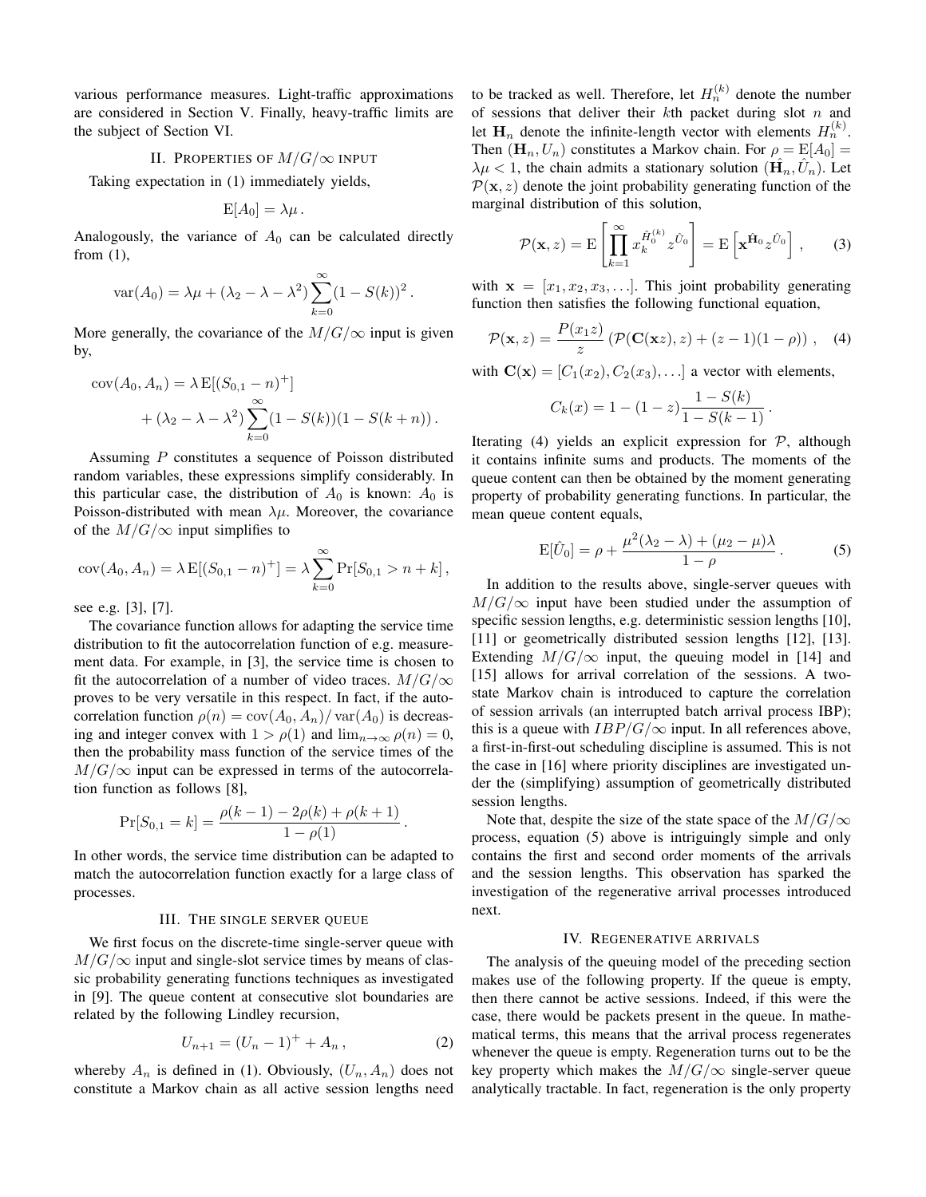various performance measures. Light-traffic approximations are considered in Section V. Finally, heavy-traffic limits are the subject of Section VI.

## II. Properties of $M/G/\infty$ input

Taking expectation in (1) immediately yields,

$$\mathrm{E}[A_0] = \lambda\mu\,.$$

Analogously, the variance of $A_0$ can be calculated directly from (1),

$$\mathrm{var}(A_0) = \lambda\mu + (\lambda_2 - \lambda - \lambda^2)\sum_{k=0}^{\infty}(1 - S(k))^2\,.$$

More generally, the covariance of the $M/G/\infty$ input is given by,

$$\begin{aligned}\mathrm{cov}(A_0, A_n) &= \lambda\,\mathrm{E}[(S_{0,1} - n)^+] \\ &\quad + (\lambda_2 - \lambda - \lambda^2)\sum_{k=0}^{\infty}(1 - S(k))(1 - S(k+n))\,.\end{aligned}$$

Assuming $P$ constitutes a sequence of Poisson distributed random variables, these expressions simplify considerably. In this particular case, the distribution of $A_0$ is known: $A_0$ is Poisson-distributed with mean $\lambda\mu$. Moreover, the covariance of the $M/G/\infty$ input simplifies to

$$\mathrm{cov}(A_0, A_n) = \lambda\,\mathrm{E}[(S_{0,1} - n)^+] = \lambda\sum_{k=0}^{\infty}\Pr[S_{0,1} > n + k]\,,$$

see e.g. [3], [7].

The covariance function allows for adapting the service time distribution to fit the autocorrelation function of e.g. measurement data. For example, in [3], the service time is chosen to fit the autocorrelation of a number of video traces. $M/G/\infty$ proves to be very versatile in this respect. In fact, if the autocorrelation function $\rho(n) = \mathrm{cov}(A_0, A_n)/\,\mathrm{var}(A_0)$ is decreasing and integer convex with $1 > \rho(1)$ and $\lim_{n\to\infty}\rho(n) = 0$, then the probability mass function of the service times of the $M/G/\infty$ input can be expressed in terms of the autocorrelation function as follows [8],

$$\Pr[S_{0,1} = k] = \frac{\rho(k-1) - 2\rho(k) + \rho(k+1)}{1 - \rho(1)}\,.$$

In other words, the service time distribution can be adapted to match the autocorrelation function exactly for a large class of processes.

## III. The single server queue

We first focus on the discrete-time single-server queue with $M/G/\infty$ input and single-slot service times by means of classic probability generating functions techniques as investigated in [9]. The queue content at consecutive slot boundaries are related by the following Lindley recursion,

$$U_{n+1} = (U_n - 1)^+ + A_n\,, \tag{2}$$

whereby $A_n$ is defined in (1). Obviously, $(U_n, A_n)$ does not constitute a Markov chain as all active session lengths need to be tracked as well. Therefore, let $H_n^{(k)}$ denote the number of sessions that deliver their $k$th packet during slot $n$ and let $\mathbf{H}_n$ denote the infinite-length vector with elements $H_n^{(k)}$. Then $(\mathbf{H}_n, U_n)$ constitutes a Markov chain. For $\rho = \mathrm{E}[A_0] = \lambda\mu < 1$, the chain admits a stationary solution $(\hat{\mathbf{H}}_n, \hat{U}_n)$. Let $\mathcal{P}(\mathbf{x}, z)$ denote the joint probability generating function of the marginal distribution of this solution,

$$\mathcal{P}(\mathbf{x}, z) = \mathrm{E}\left[\prod_{k=1}^{\infty} x_k^{\hat{H}_0^{(k)}} z^{\hat{U}_0}\right] = \mathrm{E}\left[\mathbf{x}^{\hat{\mathbf{H}}_0} z^{\hat{U}_0}\right]\,, \tag{3}$$

with $\mathbf{x} = [x_1, x_2, x_3, \ldots]$. This joint probability generating function then satisfies the following functional equation,

$$\mathcal{P}(\mathbf{x}, z) = \frac{P(x_1 z)}{z}\left(\mathcal{P}(\mathbf{C}(\mathbf{x}z), z) + (z - 1)(1 - \rho)\right)\,, \tag{4}$$

with $\mathbf{C}(\mathbf{x}) = [C_1(x_2), C_2(x_3), \ldots]$ a vector with elements,

$$C_k(x) = 1 - (1 - z)\frac{1 - S(k)}{1 - S(k-1)}\,.$$

Iterating (4) yields an explicit expression for $\mathcal{P}$, although it contains infinite sums and products. The moments of the queue content can then be obtained by the moment generating property of probability generating functions. In particular, the mean queue content equals,

$$\mathrm{E}[\hat{U}_0] = \rho + \frac{\mu^2(\lambda_2 - \lambda) + (\mu_2 - \mu)\lambda}{1 - \rho}\,. \tag{5}$$

In addition to the results above, single-server queues with $M/G/\infty$ input have been studied under the assumption of specific session lengths, e.g. deterministic session lengths [10], [11] or geometrically distributed session lengths [12], [13]. Extending $M/G/\infty$ input, the queuing model in [14] and [15] allows for arrival correlation of the sessions. A two-state Markov chain is introduced to capture the correlation of session arrivals (an interrupted batch arrival process IBP); this is a queue with $IBP/G/\infty$ input. In all references above, a first-in-first-out scheduling discipline is assumed. This is not the case in [16] where priority disciplines are investigated under the (simplifying) assumption of geometrically distributed session lengths.

Note that, despite the size of the state space of the $M/G/\infty$ process, equation (5) above is intriguingly simple and only contains the first and second order moments of the arrivals and the session lengths. This observation has sparked the investigation of the regenerative arrival processes introduced next.

## IV. Regenerative arrivals

The analysis of the queuing model of the preceding section makes use of the following property. If the queue is empty, then there cannot be active sessions. Indeed, if this were the case, there would be packets present in the queue. In mathematical terms, this means that the arrival process regenerates whenever the queue is empty. Regeneration turns out to be the key property which makes the $M/G/\infty$ single-server queue analytically tractable. In fact, regeneration is the only property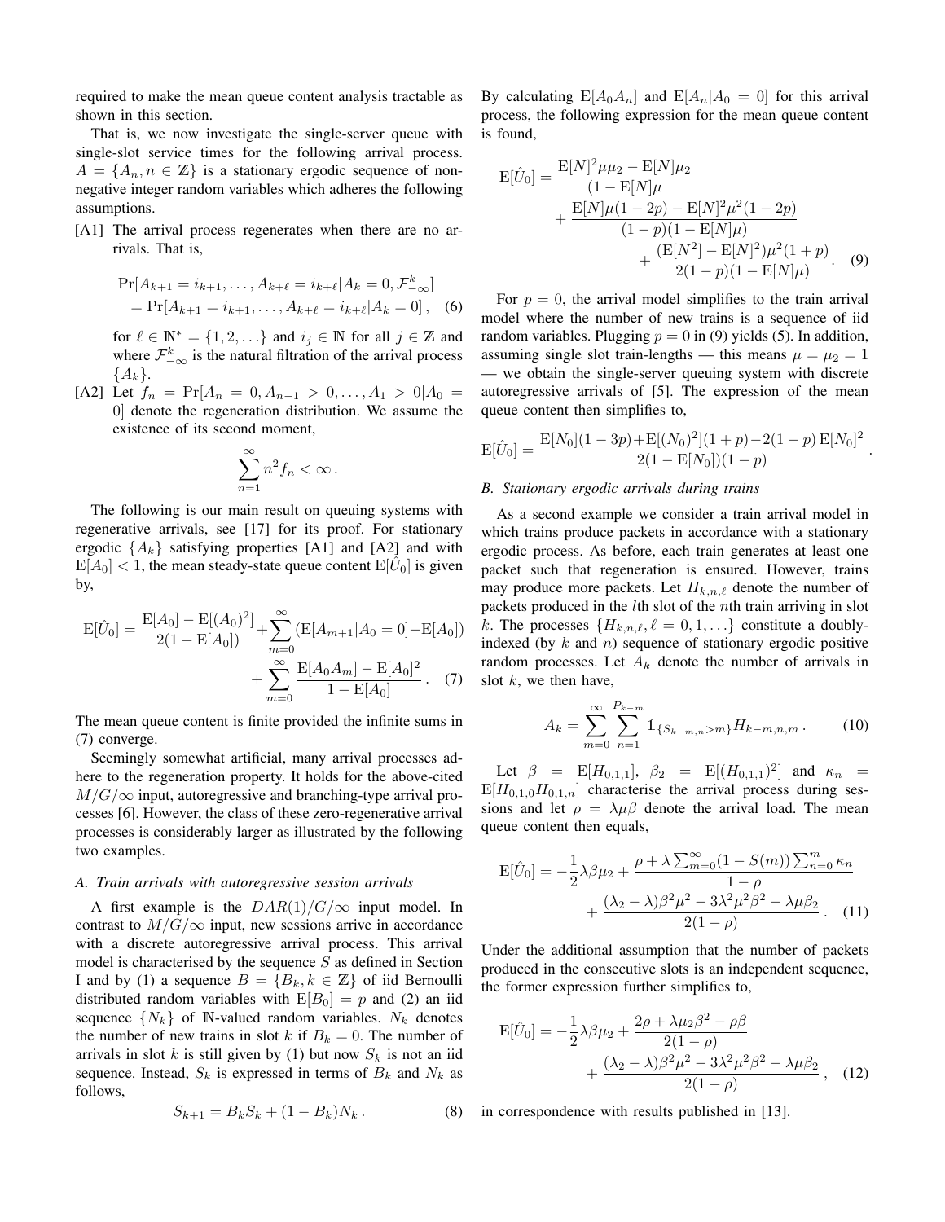required to make the mean queue content analysis tractable as shown in this section.

That is, we now investigate the single-server queue with single-slot service times for the following arrival process. $A = \{A_n, n \in \mathbb{Z}\}$ is a stationary ergodic sequence of non-negative integer random variables which adheres the following assumptions.

[A1] The arrival process regenerates when there are no arrivals. That is,

$$
\begin{aligned}
&\Pr[A_{k+1} = i_{k+1}, \ldots, A_{k+\ell} = i_{k+\ell} | A_k = 0, \mathcal{F}_{-\infty}^k] \\
&= \Pr[A_{k+1} = i_{k+1}, \ldots, A_{k+\ell} = i_{k+\ell} | A_k = 0] \,, \quad (6)
\end{aligned}
$$

for $\ell \in \mathbb{N}^* = \{1, 2, \ldots\}$ and $i_j \in \mathbb{N}$ for all $j \in \mathbb{Z}$ and where $\mathcal{F}_{-\infty}^k$ is the natural filtration of the arrival process $\{A_k\}$.

[A2] Let $f_n = \Pr[A_n = 0, A_{n-1} > 0, \ldots, A_1 > 0 | A_0 = 0]$ denote the regeneration distribution. We assume the existence of its second moment,

$$
\sum_{n=1}^{\infty} n^2 f_n < \infty \,.
$$

The following is our main result on queuing systems with regenerative arrivals, see [17] for its proof. For stationary ergodic $\{A_k\}$ satisfying properties [A1] and [A2] and with $\mathrm{E}[A_0] < 1$, the mean steady-state queue content $\mathrm{E}[\hat{U}_0]$ is given by,

$$
\begin{aligned}
\mathrm{E}[\hat{U}_0] = \frac{\mathrm{E}[A_0] - \mathrm{E}[(A_0)^2]}{2(1 - \mathrm{E}[A_0])} + \sum_{m=0}^{\infty} \left( \mathrm{E}[A_{m+1} | A_0 = 0] - \mathrm{E}[A_0] \right) \\
+ \sum_{m=0}^{\infty} \frac{\mathrm{E}[A_0 A_m] - \mathrm{E}[A_0]^2}{1 - \mathrm{E}[A_0]} \,. \quad (7)
\end{aligned}
$$

The mean queue content is finite provided the infinite sums in (7) converge.

Seemingly somewhat artificial, many arrival processes adhere to the regeneration property. It holds for the above-cited $M/G/\infty$ input, autoregressive and branching-type arrival processes [6]. However, the class of these zero-regenerative arrival processes is considerably larger as illustrated by the following two examples.

### *A. Train arrivals with autoregressive session arrivals*

A first example is the $DAR(1)/G/\infty$ input model. In contrast to $M/G/\infty$ input, new sessions arrive in accordance with a discrete autoregressive arrival process. This arrival model is characterised by the sequence $S$ as defined in Section I and by (1) a sequence $B = \{B_k, k \in \mathbb{Z}\}$ of iid Bernoulli distributed random variables with $\mathrm{E}[B_0] = p$ and (2) an iid sequence $\{N_k\}$ of $\mathbb{N}$-valued random variables. $N_k$ denotes the number of new trains in slot $k$ if $B_k = 0$. The number of arrivals in slot $k$ is still given by (1) but now $S_k$ is not an iid sequence. Instead, $S_k$ is expressed in terms of $B_k$ and $N_k$ as follows,

$$
S_{k+1} = B_k S_k + (1 - B_k) N_k \,. \quad (8)
$$

By calculating $\mathrm{E}[A_0 A_n]$ and $\mathrm{E}[A_n | A_0 = 0]$ for this arrival process, the following expression for the mean queue content is found,

$$
\begin{aligned}
\mathrm{E}[\hat{U}_0] &= \frac{\mathrm{E}[N]^2 \mu \mu_2 - \mathrm{E}[N] \mu_2}{(1 - \mathrm{E}[N] \mu} \\
&\quad + \frac{\mathrm{E}[N] \mu (1 - 2p) - \mathrm{E}[N]^2 \mu^2 (1 - 2p)}{(1 - p)(1 - \mathrm{E}[N] \mu)} \\
&\quad + \frac{(\mathrm{E}[N^2] - \mathrm{E}[N]^2) \mu^2 (1 + p)}{2(1 - p)(1 - \mathrm{E}[N] \mu)} \,. \quad (9)
\end{aligned}
$$

For $p = 0$, the arrival model simplifies to the train arrival model where the number of new trains is a sequence of iid random variables. Plugging $p = 0$ in (9) yields (5). In addition, assuming single slot train-lengths — this means $\mu = \mu_2 = 1$ — we obtain the single-server queuing system with discrete autoregressive arrivals of [5]. The expression of the mean queue content then simplifies to,

$$
\mathrm{E}[\hat{U}_0] = \frac{\mathrm{E}[N_0](1 - 3p) + \mathrm{E}[(N_0)^2](1 + p) - 2(1 - p)\,\mathrm{E}[N_0]^2}{2(1 - \mathrm{E}[N_0])(1 - p)} \,.
$$

### *B. Stationary ergodic arrivals during trains*

As a second example we consider a train arrival model in which trains produce packets in accordance with a stationary ergodic process. As before, each train generates at least one packet such that regeneration is ensured. However, trains may produce more packets. Let $H_{k,n,\ell}$ denote the number of packets produced in the $l$th slot of the $n$th train arriving in slot $k$. The processes $\{H_{k,n,\ell}, \ell = 0, 1, \ldots\}$ constitute a doubly-indexed (by $k$ and $n$) sequence of stationary ergodic positive random processes. Let $A_k$ denote the number of arrivals in slot $k$, we then have,

$$
A_k = \sum_{m=0}^{\infty} \sum_{n=1}^{P_{k-m}} \mathbb{1}_{\{S_{k-m,n} > m\}} H_{k-m,n,m} \,. \quad (10)
$$

Let $\beta = \mathrm{E}[H_{0,1,1}]$, $\beta_2 = \mathrm{E}[(H_{0,1,1})^2]$ and $\kappa_n = \mathrm{E}[H_{0,1,0} H_{0,1,n}]$ characterise the arrival process during sessions and let $\rho = \lambda \mu \beta$ denote the arrival load. The mean queue content then equals,

$$
\begin{aligned}
\mathrm{E}[\hat{U}_0] = -\frac{1}{2} \lambda \beta \mu_2 + \frac{\rho + \lambda \sum_{m=0}^{\infty} (1 - S(m)) \sum_{n=0}^{m} \kappa_n}{1 - \rho} \\
+ \frac{(\lambda_2 - \lambda) \beta^2 \mu^2 - 3 \lambda^2 \mu^2 \beta^2 - \lambda \mu \beta_2}{2(1 - \rho)} \,. \quad (11)
\end{aligned}
$$

Under the additional assumption that the number of packets produced in the consecutive slots is an independent sequence, the former expression further simplifies to,

$$
\begin{aligned}
\mathrm{E}[\hat{U}_0] = -\frac{1}{2} \lambda \beta \mu_2 + \frac{2\rho + \lambda \mu_2 \beta^2 - \rho \beta}{2(1 - \rho)} \\
+ \frac{(\lambda_2 - \lambda) \beta^2 \mu^2 - 3 \lambda^2 \mu^2 \beta^2 - \lambda \mu \beta_2}{2(1 - \rho)} \,, \quad (12)
\end{aligned}
$$

in correspondence with results published in [13].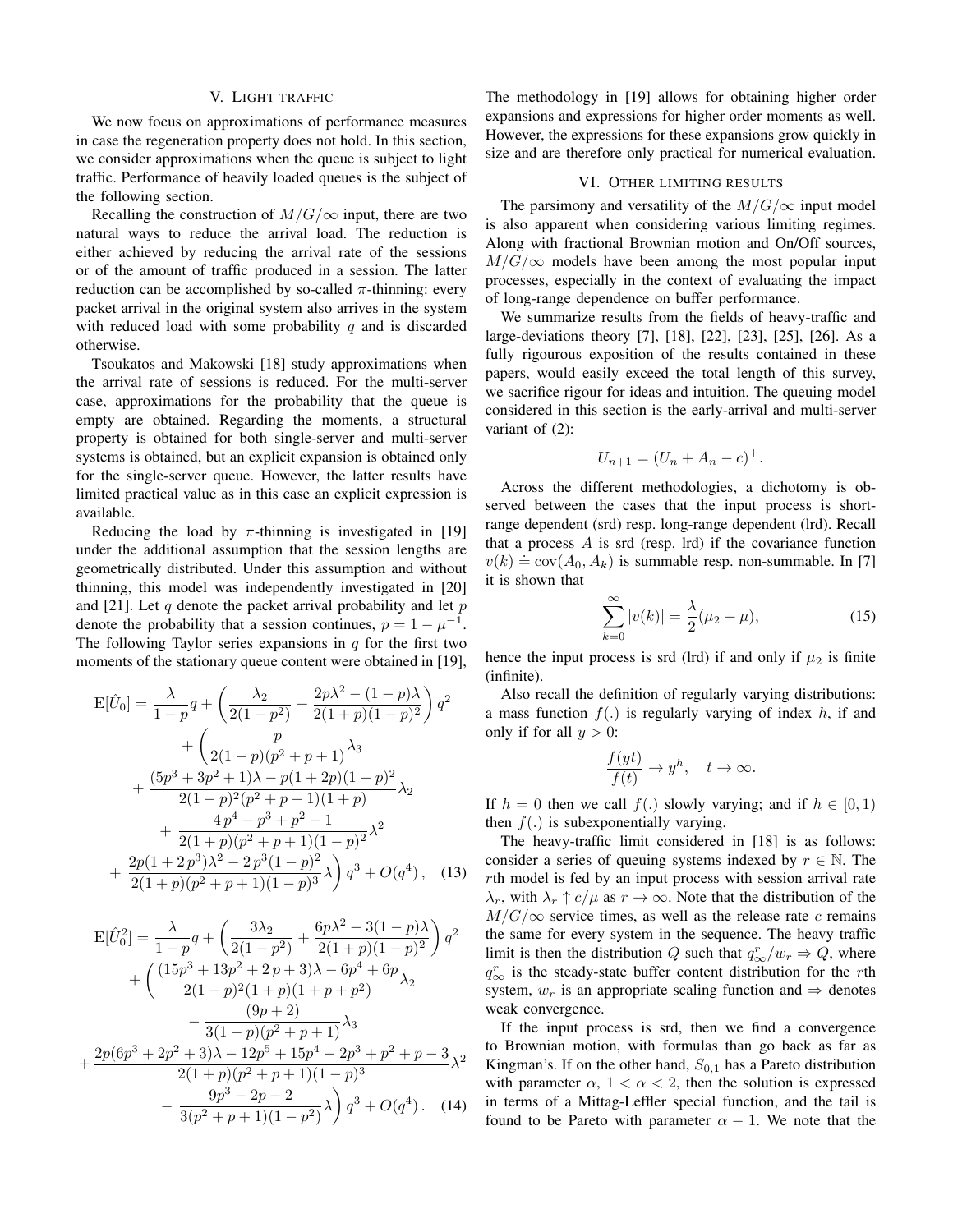## V. LIGHT TRAFFIC

We now focus on approximations of performance measures in case the regeneration property does not hold. In this section, we consider approximations when the queue is subject to light traffic. Performance of heavily loaded queues is the subject of the following section.

Recalling the construction of $M/G/\infty$ input, there are two natural ways to reduce the arrival load. The reduction is either achieved by reducing the arrival rate of the sessions or of the amount of traffic produced in a session. The latter reduction can be accomplished by so-called $\pi$-thinning: every packet arrival in the original system also arrives in the system with reduced load with some probability $q$ and is discarded otherwise.

Tsoukatos and Makowski [18] study approximations when the arrival rate of sessions is reduced. For the multi-server case, approximations for the probability that the queue is empty are obtained. Regarding the moments, a structural property is obtained for both single-server and multi-server systems is obtained, but an explicit expansion is obtained only for the single-server queue. However, the latter results have limited practical value as in this case an explicit expression is available.

Reducing the load by $\pi$-thinning is investigated in [19] under the additional assumption that the session lengths are geometrically distributed. Under this assumption and without thinning, this model was independently investigated in [20] and [21]. Let $q$ denote the packet arrival probability and let $p$ denote the probability that a session continues, $p = 1 - \mu^{-1}$. The following Taylor series expansions in $q$ for the first two moments of the stationary queue content were obtained in [19],

$$
\begin{aligned}
\mathrm{E}[\hat{U}_0] = {} & \frac{\lambda}{1-p}q + \left(\frac{\lambda_2}{2(1-p^2)} + \frac{2p\lambda^2 - (1-p)\lambda}{2(1+p)(1-p)^2}\right)q^2 \\
& + \left(\frac{p}{2(1-p)(p^2+p+1)}\lambda_3 \right. \\
& + \frac{(5p^3+3p^2+1)\lambda - p(1+2p)(1-p)^2}{2(1-p)^2(p^2+p+1)(1+p)}\lambda_2 \\
& + \frac{4p^4 - p^3 + p^2 - 1}{2(1+p)(p^2+p+1)(1-p)^2}\lambda^2 \\
& \left. + \frac{2p(1+2p^3)\lambda^2 - 2p^3(1-p)^2}{2(1+p)(p^2+p+1)(1-p)^3}\lambda\right)q^3 + O(q^4), \quad (13)
\end{aligned}
$$

$$
\begin{aligned}
\mathrm{E}[\hat{U}_0^2] = {} & \frac{\lambda}{1-p}q + \left(\frac{3\lambda_2}{2(1-p^2)} + \frac{6p\lambda^2 - 3(1-p)\lambda}{2(1+p)(1-p)^2}\right)q^2 \\
& + \left(\frac{(15p^3+13p^2+2p+3)\lambda - 6p^4 + 6p}{2(1-p)^2(1+p)(1+p+p^2)}\lambda_2 \right. \\
& - \frac{(9p+2)}{3(1-p)(p^2+p+1)}\lambda_3 \\
& + \frac{2p(6p^3+2p^2+3)\lambda - 12p^5 + 15p^4 - 2p^3 + p^2 + p - 3}{2(1+p)(p^2+p+1)(1-p)^3}\lambda^2 \\
& \left. - \frac{9p^3 - 2p - 2}{3(p^2+p+1)(1-p^2)}\lambda\right)q^3 + O(q^4). \quad (14)
\end{aligned}
$$

The methodology in [19] allows for obtaining higher order expansions and expressions for higher order moments as well. However, the expressions for these expansions grow quickly in size and are therefore only practical for numerical evaluation.

## VI. OTHER LIMITING RESULTS

The parsimony and versatility of the $M/G/\infty$ input model is also apparent when considering various limiting regimes. Along with fractional Brownian motion and On/Off sources, $M/G/\infty$ models have been among the most popular input processes, especially in the context of evaluating the impact of long-range dependence on buffer performance.

We summarize results from the fields of heavy-traffic and large-deviations theory [7], [18], [22], [23], [25], [26]. As a fully rigourous exposition of the results contained in these papers, would easily exceed the total length of this survey, we sacrifice rigour for ideas and intuition. The queuing model considered in this section is the early-arrival and multi-server variant of (2):

$$U_{n+1} = (U_n + A_n - c)^+.$$

Across the different methodologies, a dichotomy is observed between the cases that the input process is short-range dependent (srd) resp. long-range dependent (lrd). Recall that a process $A$ is srd (resp. lrd) if the covariance function $v(k) \doteq \mathrm{cov}(A_0, A_k)$ is summable resp. non-summable. In [7] it is shown that

$$\sum_{k=0}^{\infty} |v(k)| = \frac{\lambda}{2}(\mu_2 + \mu), \quad (15)$$

hence the input process is srd (lrd) if and only if $\mu_2$ is finite (infinite).

Also recall the definition of regularly varying distributions: a mass function $f(.)$ is regularly varying of index $h$, if and only if for all $y > 0$:

$$\frac{f(yt)}{f(t)} \to y^h, \quad t \to \infty.$$

If $h = 0$ then we call $f(.)$ slowly varying; and if $h \in [0, 1)$ then $f(.)$ is subexponentially varying.

The heavy-traffic limit considered in [18] is as follows: consider a series of queuing systems indexed by $r \in \mathbb{N}$. The $r$th model is fed by an input process with session arrival rate $\lambda_r$, with $\lambda_r \uparrow c/\mu$ as $r \to \infty$. Note that the distribution of the $M/G/\infty$ service times, as well as the release rate $c$ remains the same for every system in the sequence. The heavy traffic limit is then the distribution $Q$ such that $q_\infty^r / w_r \Rightarrow Q$, where $q_\infty^r$ is the steady-state buffer content distribution for the $r$th system, $w_r$ is an appropriate scaling function and $\Rightarrow$ denotes weak convergence.

If the input process is srd, then we find a convergence to Brownian motion, with formulas than go back as far as Kingman's. If on the other hand, $S_{0,1}$ has a Pareto distribution with parameter $\alpha$, $1 < \alpha < 2$, then the solution is expressed in terms of a Mittag-Leffler special function, and the tail is found to be Pareto with parameter $\alpha - 1$. We note that the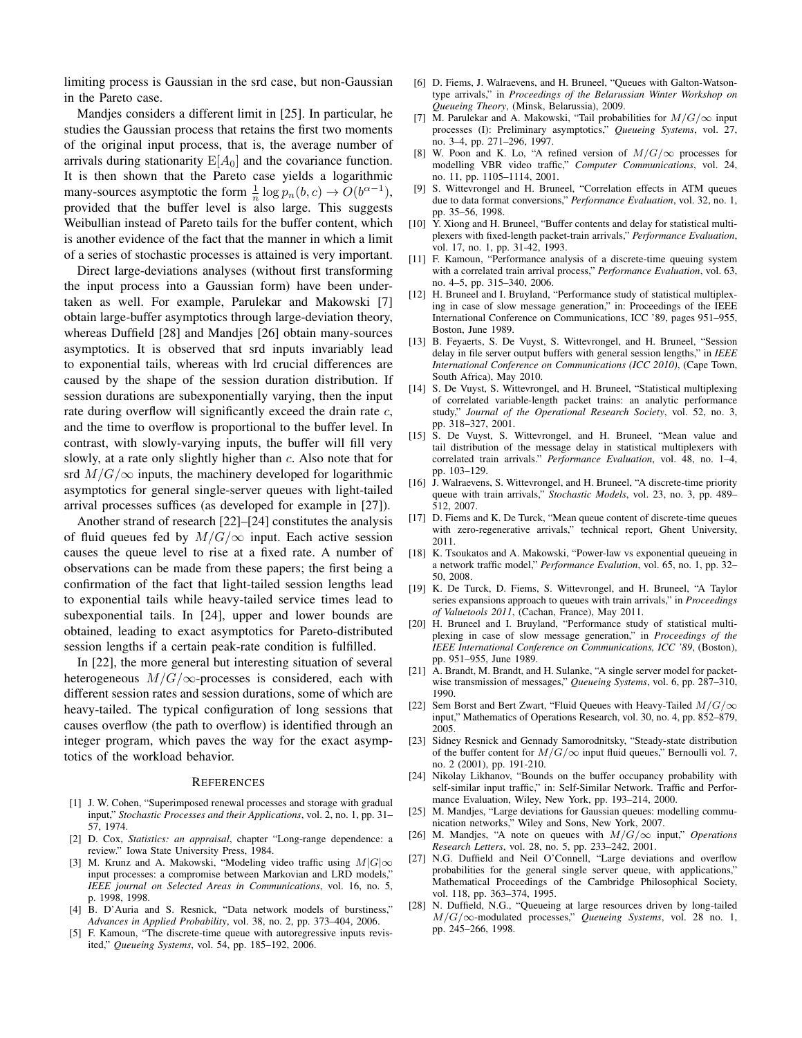limiting process is Gaussian in the srd case, but non-Gaussian in the Pareto case.

Mandjes considers a different limit in [25]. In particular, he studies the Gaussian process that retains the first two moments of the original input process, that is, the average number of arrivals during stationarity $\mathrm{E}[A_0]$ and the covariance function. It is then shown that the Pareto case yields a logarithmic many-sources asymptotic the form $\frac{1}{n}\log p_n(b,c) \to O(b^{\alpha-1})$, provided that the buffer level is also large. This suggests Weibullian instead of Pareto tails for the buffer content, which is another evidence of the fact that the manner in which a limit of a series of stochastic processes is attained is very important.

Direct large-deviations analyses (without first transforming the input process into a Gaussian form) have been undertaken as well. For example, Parulekar and Makowski [7] obtain large-buffer asymptotics through large-deviation theory, whereas Duffield [28] and Mandjes [26] obtain many-sources asymptotics. It is observed that srd inputs invariably lead to exponential tails, whereas with lrd crucial differences are caused by the shape of the session duration distribution. If session durations are subexponentially varying, then the input rate during overflow will significantly exceed the drain rate $c$, and the time to overflow is proportional to the buffer level. In contrast, with slowly-varying inputs, the buffer will fill very slowly, at a rate only slightly higher than $c$. Also note that for srd $M/G/\infty$ inputs, the machinery developed for logarithmic asymptotics for general single-server queues with light-tailed arrival processes suffices (as developed for example in [27]).

Another strand of research [22]–[24] constitutes the analysis of fluid queues fed by $M/G/\infty$ input. Each active session causes the queue level to rise at a fixed rate. A number of observations can be made from these papers; the first being a confirmation of the fact that light-tailed session lengths lead to exponential tails while heavy-tailed service times lead to subexponential tails. In [24], upper and lower bounds are obtained, leading to exact asymptotics for Pareto-distributed session lengths if a certain peak-rate condition is fulfilled.

In [22], the more general but interesting situation of several heterogeneous $M/G/\infty$-processes is considered, each with different session rates and session durations, some of which are heavy-tailed. The typical configuration of long sessions that causes overflow (the path to overflow) is identified through an integer program, which paves the way for the exact asymptotics of the workload behavior.

## References

[1] J. W. Cohen, "Superimposed renewal processes and storage with gradual input," *Stochastic Processes and their Applications*, vol. 2, no. 1, pp. 31–57, 1974.

[2] D. Cox, *Statistics: an appraisal*, chapter "Long-range dependence: a review." Iowa State University Press, 1984.

[3] M. Krunz and A. Makowski, "Modeling video traffic using $M|G|\infty$ input processes: a compromise between Markovian and LRD models," *IEEE journal on Selected Areas in Communications*, vol. 16, no. 5, p. 1998, 1998.

[4] B. D'Auria and S. Resnick, "Data network models of burstiness," *Advances in Applied Probability*, vol. 38, no. 2, pp. 373–404, 2006.

[5] F. Kamoun, "The discrete-time queue with autoregressive inputs revisited," *Queueing Systems*, vol. 54, pp. 185–192, 2006.

[6] D. Fiems, J. Walraevens, and H. Bruneel, "Queues with Galton-Watson-type arrivals," in *Proceedings of the Belarussian Winter Workshop on Queueing Theory*, (Minsk, Belarussia), 2009.

[7] M. Parulekar and A. Makowski, "Tail probabilities for $M/G/\infty$ input processes (I): Preliminary asymptotics," *Queueing Systems*, vol. 27, no. 3–4, pp. 271–296, 1997.

[8] W. Poon and K. Lo, "A refined version of $M/G/\infty$ processes for modelling VBR video traffic," *Computer Communications*, vol. 24, no. 11, pp. 1105–1114, 2001.

[9] S. Wittevrongel and H. Bruneel, "Correlation effects in ATM queues due to data format conversions," *Performance Evaluation*, vol. 32, no. 1, pp. 35–56, 1998.

[10] Y. Xiong and H. Bruneel, "Buffer contents and delay for statistical multiplexers with fixed-length packet-train arrivals," *Performance Evaluation*, vol. 17, no. 1, pp. 31-42, 1993.

[11] F. Kamoun, "Performance analysis of a discrete-time queuing system with a correlated train arrival process," *Performance Evaluation*, vol. 63, no. 4–5, pp. 315–340, 2006.

[12] H. Bruneel and I. Bruyland, "Performance study of statistical multiplexing in case of slow message generation," in: Proceedings of the IEEE International Conference on Communications, ICC '89, pages 951–955, Boston, June 1989.

[13] B. Feyaerts, S. De Vuyst, S. Wittevrongel, and H. Bruneel, "Session delay in file server output buffers with general session lengths," in *IEEE International Conference on Communications (ICC 2010)*, (Cape Town, South Africa), May 2010.

[14] S. De Vuyst, S. Wittevrongel, and H. Bruneel, "Statistical multiplexing of correlated variable-length packet trains: an analytic performance study," *Journal of the Operational Research Society*, vol. 52, no. 3, pp. 318–327, 2001.

[15] S. De Vuyst, S. Wittevrongel, and H. Bruneel, "Mean value and tail distribution of the message delay in statistical multiplexers with correlated train arrivals." *Performance Evaluation*, vol. 48, no. 1–4, pp. 103–129.

[16] J. Walraevens, S. Wittevrongel, and H. Bruneel, "A discrete-time priority queue with train arrivals," *Stochastic Models*, vol. 23, no. 3, pp. 489–512, 2007.

[17] D. Fiems and K. De Turck, "Mean queue content of discrete-time queues with zero-regenerative arrivals," technical report, Ghent University, 2011.

[18] K. Tsoukatos and A. Makowski, "Power-law vs exponential queueing in a network traffic model," *Performance Evalution*, vol. 65, no. 1, pp. 32–50, 2008.

[19] K. De Turck, D. Fiems, S. Wittevrongel, and H. Bruneel, "A Taylor series expansions approach to queues with train arrivals," in *Proceedings of Valuetools 2011*, (Cachan, France), May 2011.

[20] H. Bruneel and I. Bruyland, "Performance study of statistical multiplexing in case of slow message generation," in *Proceedings of the IEEE International Conference on Communications, ICC '89*, (Boston), pp. 951–955, June 1989.

[21] A. Brandt, M. Brandt, and H. Sulanke, "A single server model for packetwise transmission of messages," *Queueing Systems*, vol. 6, pp. 287–310, 1990.

[22] Sem Borst and Bert Zwart, "Fluid Queues with Heavy-Tailed $M/G/\infty$ input," Mathematics of Operations Research, vol. 30, no. 4, pp. 852–879, 2005.

[23] Sidney Resnick and Gennady Samorodnitsky, "Steady-state distribution of the buffer content for $M/G/\infty$ input fluid queues," Bernoulli vol. 7, no. 2 (2001), pp. 191-210.

[24] Nikolay Likhanov, "Bounds on the buffer occupancy probability with self-similar input traffic," in: Self-Similar Network. Traffic and Performance Evaluation, Wiley, New York, pp. 193–214, 2000.

[25] M. Mandjes, "Large deviations for Gaussian queues: modelling communication networks," Wiley and Sons, New York, 2007.

[26] M. Mandjes, "A note on queues with $M/G/\infty$ input," *Operations Research Letters*, vol. 28, no. 5, pp. 233–242, 2001.

[27] N.G. Duffield and Neil O'Connell, "Large deviations and overflow probabilities for the general single server queue, with applications," Mathematical Proceedings of the Cambridge Philosophical Society, vol. 118, pp. 363–374, 1995.

[28] N. Duffield, N.G., "Queueing at large resources driven by long-tailed $M/G/\infty$-modulated processes," *Queueing Systems*, vol. 28 no. 1, pp. 245–266, 1998.